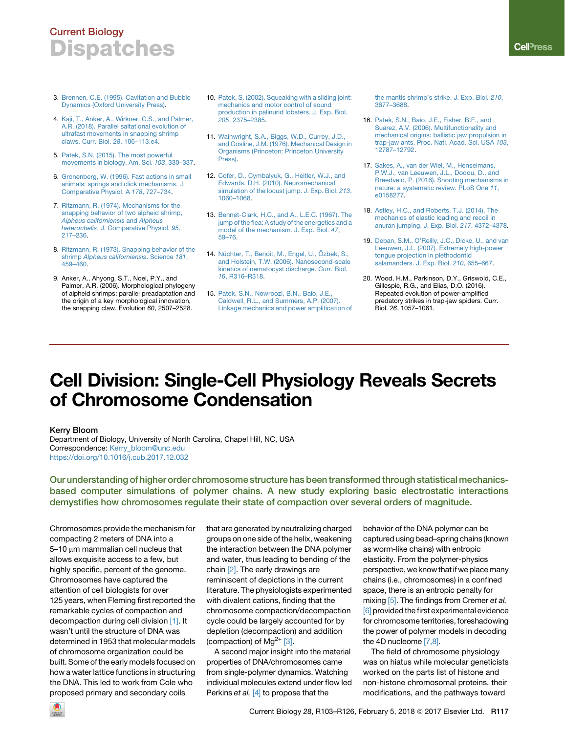3. Brennen, C.E. (1995). Cavitation and Bubble Dynamics (Oxford University Press).

4. Kaji, T., Anker, A., Wirkner, C.S., and Palmer, A.R. (2018). Parallel saltational evolution of ultrafast movements in snapping shrimp claws. Curr. Biol. *28*, 106–113.e4.

5. Patek, S.N. (2015). The most powerful movements in biology. Am. Sci. *103*, 330–337.

6. Gronenberg, W. (1996). Fast actions in small animals: springs and click mechanisms. J. Comparative Physiol. A *178*, 727–734.

7. Ritzmann, R. (1974). Mechanisms for the snapping behavior of two alpheid shrimp, *Alpheus californiensis* and *Alpheus heterochelis*. J. Comparative Physiol. *95*, 217–236.

8. Ritzmann, R. (1973). Snapping behavior of the shrimp *Alpheus californiensis*. Science *181*, 459–460.

9. Anker, A., Ahyong, S.T., Noel, P.Y., and Palmer, A.R. (2006). Morphological phylogeny of alpheid shrimps: parallel preadaptation and the origin of a key morphological innovation, the snapping claw. Evolution *60*, 2507–2528.

10. Patek, S. (2002). Squeaking with a sliding joint: mechanics and motor control of sound production in palinurid lobsters. J. Exp. Biol. *205*, 2375–2385.

11. Wainwright, S.A., Biggs, W.D., Currey, J.D., and Gosline, J.M. (1976). Mechanical Design in Organisms (Princeton: Princeton University Press).

12. Cofer, D., Cymbalyuk, G., Heitler, W.J., and Edwards, D.H. (2010). Neuromechanical simulation of the locust jump. J. Exp. Biol. *213*, 1060–1068.

13. Bennet-Clark, H.C., and A., L.E.C. (1967). The jump of the flea: A study of the energetics and a model of the mechanism. J. Exp. Biol. *47*, 59–76.

14. Nüchter, T., Benoit, M., Engel, U., Özbek, S., and Holstein, T.W. (2006). Nanosecond-scale kinetics of nematocyst discharge. Curr. Biol. *16*, R316–R318.

15. Patek, S.N., Nowroozi, B.N., Baio, J.E., Caldwell, R.L., and Summers, A.P. (2007). Linkage mechanics and power amplification of the mantis shrimp's strike. J. Exp. Biol. *210*, 3677–3688.

16. Patek, S.N., Baio, J.E., Fisher, B.F., and Suarez, A.V. (2006). Multifunctionality and mechanical origins: ballistic jaw propulsion in trap-jaw ants. Proc. Natl. Acad. Sci. USA *103*, 12787–12792.

17. Sakes, A., van der Wiel, M., Henselmans, P.W.J., van Leeuwen, J.L., Dodou, D., and Breedveld, P. (2016). Shooting mechanisms in nature: a systematic review. PLoS One *11*, e0158277.

18. Astley, H.C., and Roberts, T.J. (2014). The mechanics of elastic loading and recoil in anuran jumping. J. Exp. Biol. *217*, 4372–4378.

19. Deban, S.M., O'Reilly, J.C., Dicke, U., and van Leeuwen, J.L. (2007). Extremely high-power tongue projection in plethodontid salamanders. J. Exp. Biol. *210*, 655–667.

20. Wood, H.M., Parkinson, D.Y., Griswold, C.E., Gillespie, R.G., and Elias, D.O. (2016). Repeated evolution of power-amplified predatory strikes in trap-jaw spiders. Curr. Biol. *26*, 1057–1061.

# Cell Division: Single-Cell Physiology Reveals Secrets of Chromosome Condensation

**Kerry Bloom**

Department of Biology, University of North Carolina, Chapel Hill, NC, USA

Correspondence: Kerry_bloom@unc.edu

https://doi.org/10.1016/j.cub.2017.12.032

**Our understanding of higher order chromosome structure has been transformed through statistical mechanics-based computer simulations of polymer chains. A new study exploring basic electrostatic interactions demystifies how chromosomes regulate their state of compaction over several orders of magnitude.**

Chromosomes provide the mechanism for compacting 2 meters of DNA into a 5–10 μm mammalian cell nucleus that allows exquisite access to a few, but highly specific, percent of the genome. Chromosomes have captured the attention of cell biologists for over 125 years, when Fleming first reported the remarkable cycles of compaction and decompaction during cell division [1]. It wasn't until the structure of DNA was determined in 1953 that molecular models of chromosome organization could be built. Some of the early models focused on how a water lattice functions in structuring the DNA. This led to work from Cole who proposed primary and secondary coils that are generated by neutralizing charged groups on one side of the helix, weakening the interaction between the DNA polymer and water, thus leading to bending of the chain [2]. The early drawings are reminiscent of depictions in the current literature. The physiologists experimented with divalent cations, finding that the chromosome compaction/decompaction cycle could be largely accounted for by depletion (decompaction) and addition (compaction) of $Mg^{2+}$ [3].

A second major insight into the material properties of DNA/chromosomes came from single-polymer dynamics. Watching individual molecules extend under flow led Perkins *et al.* [4] to propose that the behavior of the DNA polymer can be captured using bead–spring chains (known as worm-like chains) with entropic elasticity. From the polymer-physics perspective, we know that if we place many chains (i.e., chromosomes) in a confined space, there is an entropic penalty for mixing [5]. The findings from Cremer *et al.* [6] provided the first experimental evidence for chromosome territories, foreshadowing the power of polymer models in decoding the 4D nucleome [7,8].

The field of chromosome physiology was on hiatus while molecular geneticists worked on the parts list of histone and non-histone chromosomal proteins, their modifications, and the pathways toward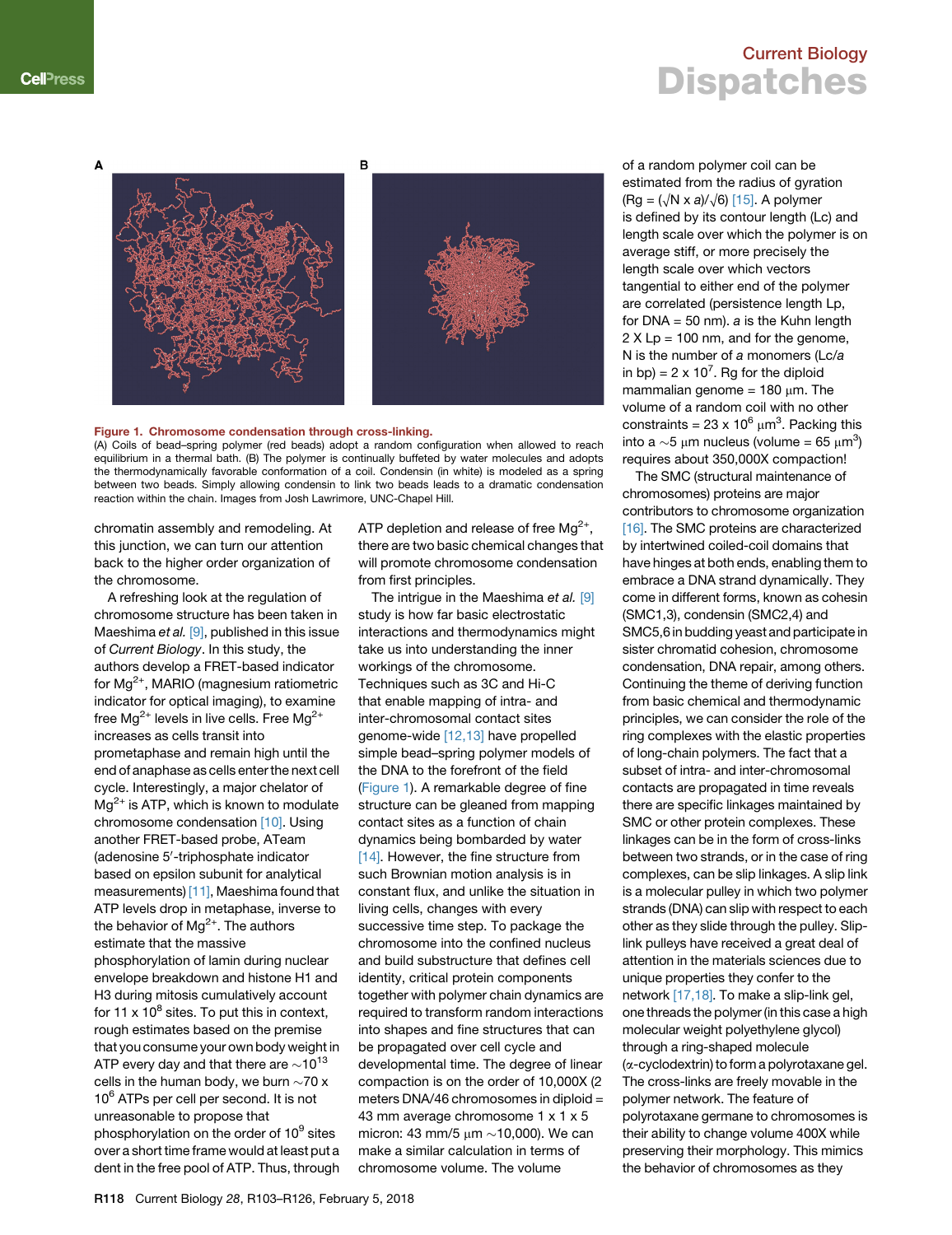Figure 1. Chromosome condensation through cross-linking.

(A) Coils of bead–spring polymer (red beads) adopt a random configuration when allowed to reach equilibrium in a thermal bath. (B) The polymer is continually buffeted by water molecules and adopts the thermodynamically favorable conformation of a coil. Condensin (in white) is modeled as a spring between two beads. Simply allowing condensin to link two beads leads to a dramatic condensation reaction within the chain. Images from Josh Lawrimore, UNC-Chapel Hill.

chromatin assembly and remodeling. At this junction, we can turn our attention back to the higher order organization of the chromosome.

A refreshing look at the regulation of chromosome structure has been taken in Maeshima *et al.* [9], published in this issue of *Current Biology*. In this study, the authors develop a FRET-based indicator for $Mg^{2+}$, MARIO (magnesium ratiometric indicator for optical imaging), to examine free $Mg^{2+}$ levels in live cells. Free $Mg^{2+}$ increases as cells transit into prometaphase and remain high until the end of anaphase as cells enter the next cell cycle. Interestingly, a major chelator of $Mg^{2+}$ is ATP, which is known to modulate chromosome condensation [10]. Using another FRET-based probe, ATeam (adenosine 5′-triphosphate indicator based on epsilon subunit for analytical measurements) [11], Maeshima found that ATP levels drop in metaphase, inverse to the behavior of $Mg^{2+}$. The authors estimate that the massive phosphorylation of lamin during nuclear envelope breakdown and histone H1 and H3 during mitosis cumulatively account for 11 x $10^8$ sites. To put this in context, rough estimates based on the premise that you consume your own body weight in ATP every day and that there are ~$10^{13}$ cells in the human body, we burn ~70 x $10^6$ ATPs per cell per second. It is not unreasonable to propose that phosphorylation on the order of $10^9$ sites over a short time frame would at least put a dent in the free pool of ATP. Thus, through ATP depletion and release of free $Mg^{2+}$, there are two basic chemical changes that will promote chromosome condensation from first principles.

The intrigue in the Maeshima *et al.* [9] study is how far basic electrostatic interactions and thermodynamics might take us into understanding the inner workings of the chromosome. Techniques such as 3C and Hi-C that enable mapping of intra- and inter-chromosomal contact sites genome-wide [12,13] have propelled simple bead–spring polymer models of the DNA to the forefront of the field (Figure 1). A remarkable degree of fine structure can be gleaned from mapping contact sites as a function of chain dynamics being bombarded by water [14]. However, the fine structure from such Brownian motion analysis is in constant flux, and unlike the situation in living cells, changes with every successive time step. To package the chromosome into the confined nucleus and build substructure that defines cell identity, critical protein components together with polymer chain dynamics are required to transform random interactions into shapes and fine structures that can be propagated over cell cycle and developmental time. The degree of linear compaction is on the order of 10,000X (2 meters DNA/46 chromosomes in diploid = 43 mm average chromosome 1 x 1 x 5 micron: 43 mm/5 μm ~10,000). We can make a similar calculation in terms of chromosome volume. The volume of a random polymer coil can be estimated from the radius of gyration ($Rg = (\sqrt{N} \times a)/\sqrt{6}$) [15]. A polymer is defined by its contour length (Lc) and length scale over which the polymer is on average stiff, or more precisely the length scale over which vectors tangential to either end of the polymer are correlated (persistence length Lp, for DNA = 50 nm). *a* is the Kuhn length 2 X Lp = 100 nm, and for the genome, N is the number of *a* monomers (Lc/*a* in bp) = 2 x $10^7$. Rg for the diploid mammalian genome = 180 μm. The volume of a random coil with no other constraints = 23 x $10^6$ μm$^3$. Packing this into a ~5 μm nucleus (volume = 65 μm$^3$) requires about 350,000X compaction!

The SMC (structural maintenance of chromosomes) proteins are major contributors to chromosome organization [16]. The SMC proteins are characterized by intertwined coiled-coil domains that have hinges at both ends, enabling them to embrace a DNA strand dynamically. They come in different forms, known as cohesin (SMC1,3), condensin (SMC2,4) and SMC5,6 in budding yeast and participate in sister chromatid cohesion, chromosome condensation, DNA repair, among others. Continuing the theme of deriving function from basic chemical and thermodynamic principles, we can consider the role of the ring complexes with the elastic properties of long-chain polymers. The fact that a subset of intra- and inter-chromosomal contacts are propagated in time reveals there are specific linkages maintained by SMC or other protein complexes. These linkages can be in the form of cross-links between two strands, or in the case of ring complexes, can be slip linkages. A slip link is a molecular pulley in which two polymer strands (DNA) can slip with respect to each other as they slide through the pulley. Slip-link pulleys have received a great deal of attention in the materials sciences due to unique properties they confer to the network [17,18]. To make a slip-link gel, one threads the polymer (in this case a high molecular weight polyethylene glycol) through a ring-shaped molecule (α-cyclodextrin) to form a polyrotaxane gel. The cross-links are freely movable in the polymer network. The feature of polyrotaxane germane to chromosomes is their ability to change volume 400X while preserving their morphology. This mimics the behavior of chromosomes as they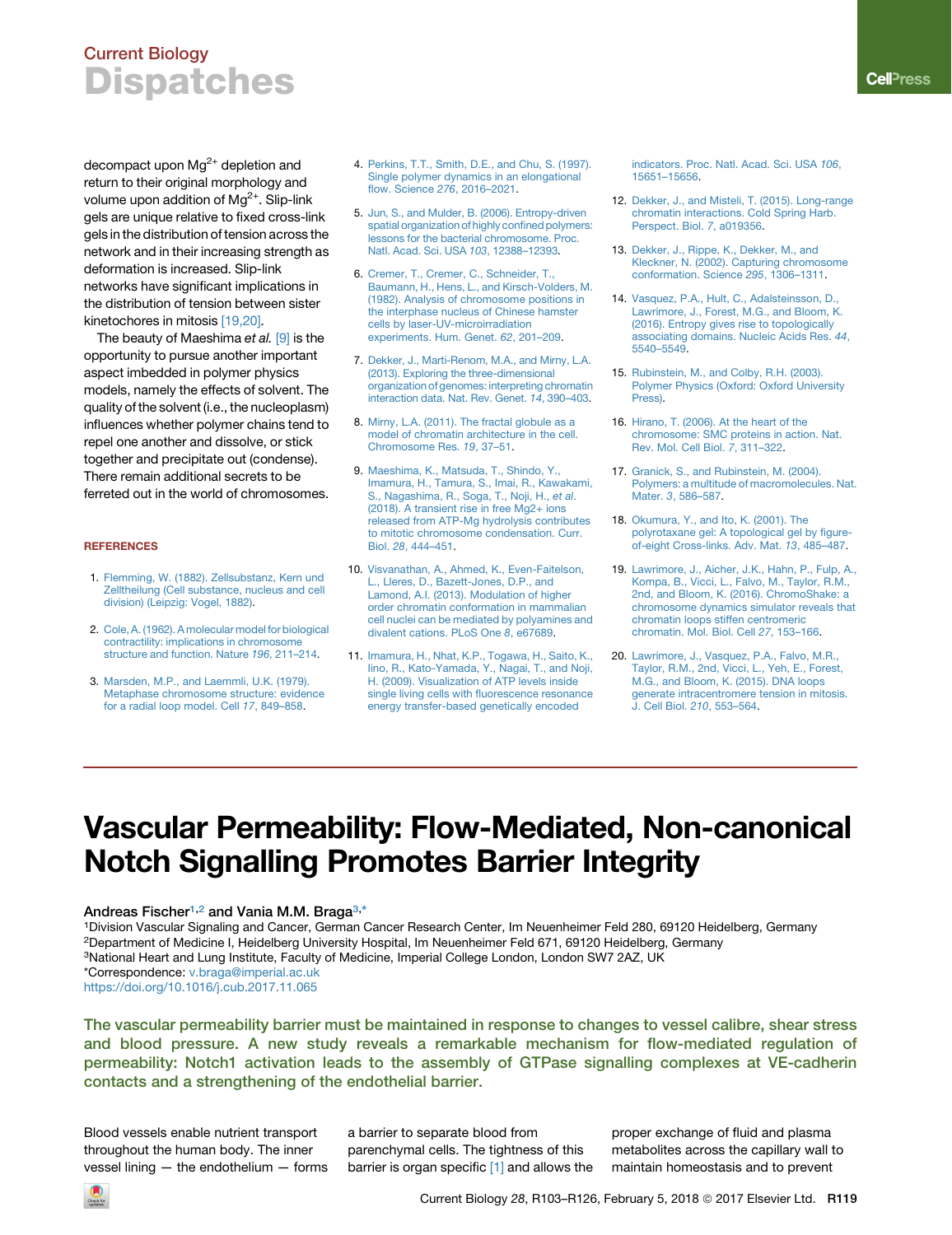decompact upon $Mg^{2+}$ depletion and return to their original morphology and volume upon addition of $Mg^{2+}$. Slip-link gels are unique relative to fixed cross-link gels in the distribution of tension across the network and in their increasing strength as deformation is increased. Slip-link networks have significant implications in the distribution of tension between sister kinetochores in mitosis [19,20].

The beauty of Maeshima *et al.* [9] is the opportunity to pursue another important aspect imbedded in polymer physics models, namely the effects of solvent. The quality of the solvent (i.e., the nucleoplasm) influences whether polymer chains tend to repel one another and dissolve, or stick together and precipitate out (condense). There remain additional secrets to be ferreted out in the world of chromosomes.

## REFERENCES

1. Flemming, W. (1882). Zellsubstanz, Kern und Zelltheilung (Cell substance, nucleus and cell division) (Leipzig: Vogel, 1882).
2. Cole, A. (1962). A molecular model for biological contractility: implications in chromosome structure and function. Nature *196*, 211–214.
3. Marsden, M.P., and Laemmli, U.K. (1979). Metaphase chromosome structure: evidence for a radial loop model. Cell *17*, 849–858.
4. Perkins, T.T., Smith, D.E., and Chu, S. (1997). Single polymer dynamics in an elongational flow. Science *276*, 2016–2021.
5. Jun, S., and Mulder, B. (2006). Entropy-driven spatial organization of highly confined polymers: lessons for the bacterial chromosome. Proc. Natl. Acad. Sci. USA *103*, 12388–12393.
6. Cremer, T., Cremer, C., Schneider, T., Baumann, H., Hens, L., and Kirsch-Volders, M. (1982). Analysis of chromosome positions in the interphase nucleus of Chinese hamster cells by laser-UV-microirradiation experiments. Hum. Genet. *62*, 201–209.
7. Dekker, J., Marti-Renom, M.A., and Mirny, L.A. (2013). Exploring the three-dimensional organization of genomes: interpreting chromatin interaction data. Nat. Rev. Genet. *14*, 390–403.
8. Mirny, L.A. (2011). The fractal globule as a model of chromatin architecture in the cell. Chromosome Res. *19*, 37–51.
9. Maeshima, K., Matsuda, T., Shindo, Y., Imamura, H., Tamura, S., Imai, R., Kawakami, S., Nagashima, R., Soga, T., Noji, H., *et al.* (2018). A transient rise in free Mg2+ ions released from ATP-Mg hydrolysis contributes to mitotic chromosome condensation. Curr. Biol. *28*, 444–451.
10. Visvanathan, A., Ahmed, K., Even-Faitelson, L., Lleres, D., Bazett-Jones, D.P., and Lamond, A.I. (2013). Modulation of higher order chromatin conformation in mammalian cell nuclei can be mediated by polyamines and divalent cations. PLoS One *8*, e67689.
11. Imamura, H., Nhat, K.P., Togawa, H., Saito, K., Iino, R., Kato-Yamada, Y., Nagai, T., and Noji, H. (2009). Visualization of ATP levels inside single living cells with fluorescence resonance energy transfer-based genetically encoded indicators. Proc. Natl. Acad. Sci. USA *106*, 15651–15656.
12. Dekker, J., and Misteli, T. (2015). Long-range chromatin interactions. Cold Spring Harb. Perspect. Biol. *7*, a019356.
13. Dekker, J., Rippe, K., Dekker, M., and Kleckner, N. (2002). Capturing chromosome conformation. Science *295*, 1306–1311.
14. Vasquez, P.A., Hult, C., Adalsteinsson, D., Lawrimore, J., Forest, M.G., and Bloom, K. (2016). Entropy gives rise to topologically associating domains. Nucleic Acids Res. *44*, 5540–5549.
15. Rubinstein, M., and Colby, R.H. (2003). Polymer Physics (Oxford: Oxford University Press).
16. Hirano, T. (2006). At the heart of the chromosome: SMC proteins in action. Nat. Rev. Mol. Cell Biol. *7*, 311–322.
17. Granick, S., and Rubinstein, M. (2004). Polymers: a multitude of macromolecules. Nat. Mater. *3*, 586–587.
18. Okumura, Y., and Ito, K. (2001). The polyrotaxane gel: A topological gel by figure-of-eight Cross-links. Adv. Mat. *13*, 485–487.
19. Lawrimore, J., Aicher, J.K., Hahn, P., Fulp, A., Kompa, B., Vicci, L., Falvo, M., Taylor, R.M., 2nd, and Bloom, K. (2016). ChromoShake: a chromosome dynamics simulator reveals that chromatin loops stiffen centromeric chromatin. Mol. Biol. Cell *27*, 153–166.
20. Lawrimore, J., Vasquez, P.A., Falvo, M.R., Taylor, R.M., 2nd, Vicci, L., Yeh, E., Forest, M.G., and Bloom, K. (2015). DNA loops generate intracentromere tension in mitosis. J. Cell Biol. *210*, 553–564.

# Vascular Permeability: Flow-Mediated, Non-canonical Notch Signalling Promotes Barrier Integrity

**Andreas Fischer[1,2] and Vania M.M. Braga[3,*]**

[1]Division Vascular Signaling and Cancer, German Cancer Research Center, Im Neuenheimer Feld 280, 69120 Heidelberg, Germany
[2]Department of Medicine I, Heidelberg University Hospital, Im Neuenheimer Feld 671, 69120 Heidelberg, Germany
[3]National Heart and Lung Institute, Faculty of Medicine, Imperial College London, London SW7 2AZ, UK
*Correspondence: v.braga@imperial.ac.uk
https://doi.org/10.1016/j.cub.2017.11.065

**The vascular permeability barrier must be maintained in response to changes to vessel calibre, shear stress and blood pressure. A new study reveals a remarkable mechanism for flow-mediated regulation of permeability: Notch1 activation leads to the assembly of GTPase signalling complexes at VE-cadherin contacts and a strengthening of the endothelial barrier.**

Blood vessels enable nutrient transport throughout the human body. The inner vessel lining — the endothelium — forms a barrier to separate blood from parenchymal cells. The tightness of this barrier is organ specific [1] and allows the proper exchange of fluid and plasma metabolites across the capillary wall to maintain homeostasis and to prevent